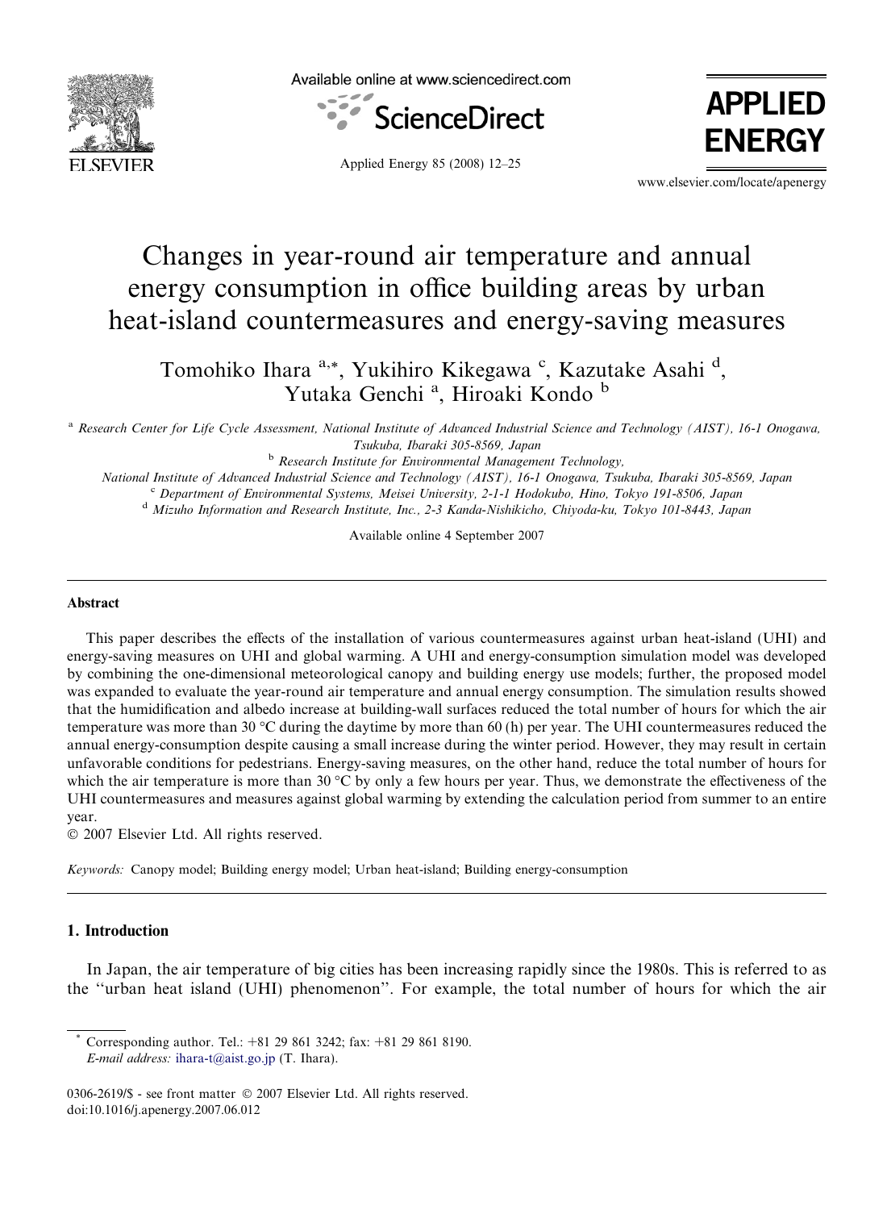# Changes in year-round air temperature and annual energy consumption in office building areas by urban heat-island countermeasures and energy-saving measures

Tomohiko Ihara [a,*], Yukihiro Kikegawa [c], Kazutake Asahi [d], Yutaka Genchi [a], Hiroaki Kondo [b]

[a] *Research Center for Life Cycle Assessment, National Institute of Advanced Industrial Science and Technology (AIST), 16-1 Onogawa, Tsukuba, Ibaraki 305-8569, Japan*

[b] *Research Institute for Environmental Management Technology, National Institute of Advanced Industrial Science and Technology (AIST), 16-1 Onogawa, Tsukuba, Ibaraki 305-8569, Japan*

[c] *Department of Environmental Systems, Meisei University, 2-1-1 Hodokubo, Hino, Tokyo 191-8506, Japan*

[d] *Mizuho Information and Research Institute, Inc., 2-3 Kanda-Nishikicho, Chiyoda-ku, Tokyo 101-8443, Japan*

Available online 4 September 2007

## Abstract

This paper describes the effects of the installation of various countermeasures against urban heat-island (UHI) and energy-saving measures on UHI and global warming. A UHI and energy-consumption simulation model was developed by combining the one-dimensional meteorological canopy and building energy use models; further, the proposed model was expanded to evaluate the year-round air temperature and annual energy consumption. The simulation results showed that the humidification and albedo increase at building-wall surfaces reduced the total number of hours for which the air temperature was more than 30 °C during the daytime by more than 60 (h) per year. The UHI countermeasures reduced the annual energy-consumption despite causing a small increase during the winter period. However, they may result in certain unfavorable conditions for pedestrians. Energy-saving measures, on the other hand, reduce the total number of hours for which the air temperature is more than 30 °C by only a few hours per year. Thus, we demonstrate the effectiveness of the UHI countermeasures and measures against global warming by extending the calculation period from summer to an entire year.

© 2007 Elsevier Ltd. All rights reserved.

*Keywords:* Canopy model; Building energy model; Urban heat-island; Building energy-consumption

## 1. Introduction

In Japan, the air temperature of big cities has been increasing rapidly since the 1980s. This is referred to as the "urban heat island (UHI) phenomenon". For example, the total number of hours for which the air

---

* Corresponding author. Tel.: +81 29 861 3242; fax: +81 29 861 8190. *E-mail address:* ihara-t@aist.go.jp (T. Ihara).

0306-2619/$ - see front matter © 2007 Elsevier Ltd. All rights reserved.
doi:10.1016/j.apenergy.2007.06.012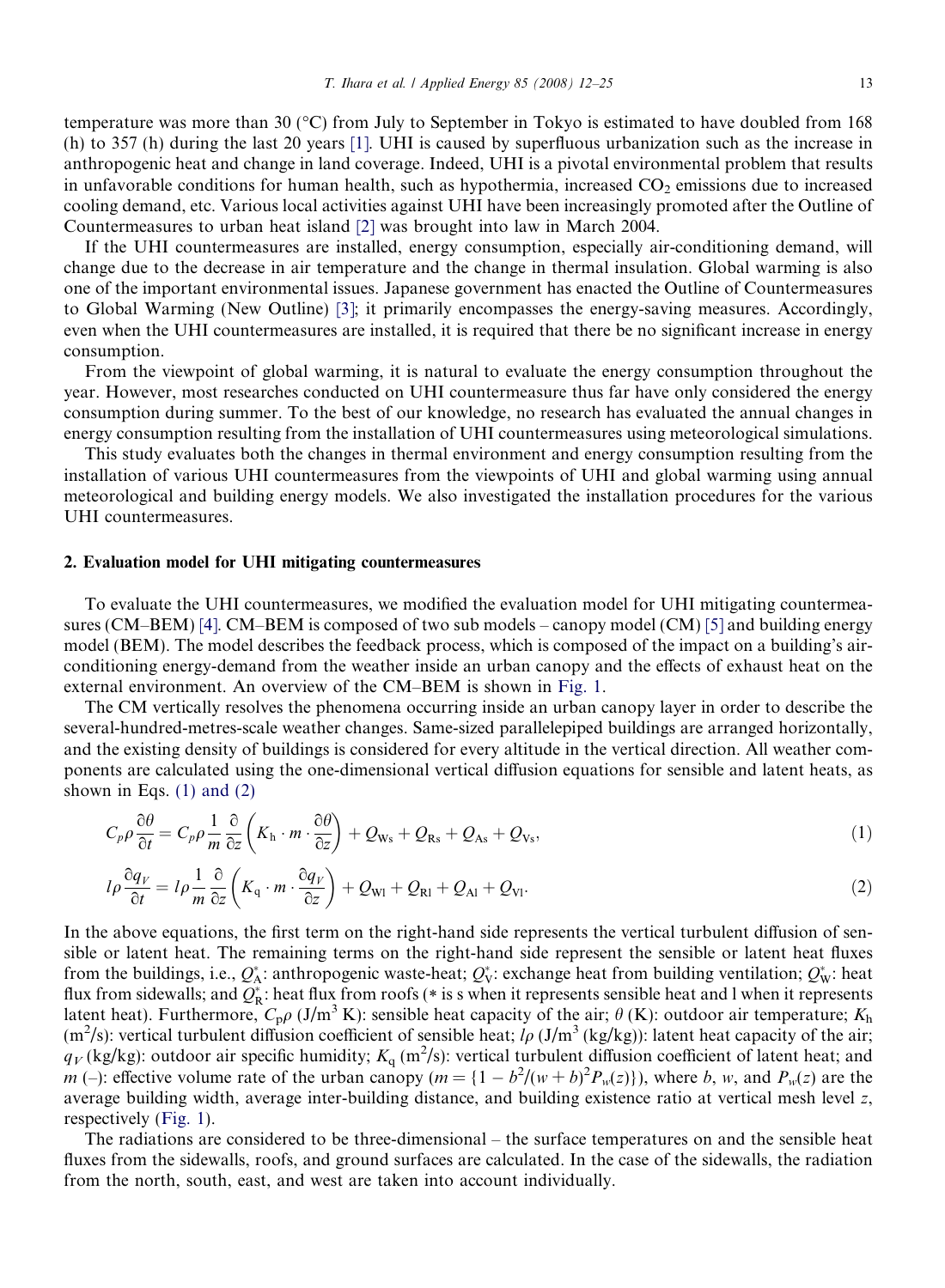temperature was more than 30 (°C) from July to September in Tokyo is estimated to have doubled from 168 (h) to 357 (h) during the last 20 years [1]. UHI is caused by superfluous urbanization such as the increase in anthropogenic heat and change in land coverage. Indeed, UHI is a pivotal environmental problem that results in unfavorable conditions for human health, such as hypothermia, increased $CO_2$ emissions due to increased cooling demand, etc. Various local activities against UHI have been increasingly promoted after the Outline of Countermeasures to urban heat island [2] was brought into law in March 2004.

If the UHI countermeasures are installed, energy consumption, especially air-conditioning demand, will change due to the decrease in air temperature and the change in thermal insulation. Global warming is also one of the important environmental issues. Japanese government has enacted the Outline of Countermeasures to Global Warming (New Outline) [3]; it primarily encompasses the energy-saving measures. Accordingly, even when the UHI countermeasures are installed, it is required that there be no significant increase in energy consumption.

From the viewpoint of global warming, it is natural to evaluate the energy consumption throughout the year. However, most researches conducted on UHI countermeasure thus far have only considered the energy consumption during summer. To the best of our knowledge, no research has evaluated the annual changes in energy consumption resulting from the installation of UHI countermeasures using meteorological simulations.

This study evaluates both the changes in thermal environment and energy consumption resulting from the installation of various UHI countermeasures from the viewpoints of UHI and global warming using annual meteorological and building energy models. We also investigated the installation procedures for the various UHI countermeasures.

## 2. Evaluation model for UHI mitigating countermeasures

To evaluate the UHI countermeasures, we modified the evaluation model for UHI mitigating countermeasures (CM–BEM) [4]. CM–BEM is composed of two sub models – canopy model (CM) [5] and building energy model (BEM). The model describes the feedback process, which is composed of the impact on a building's air-conditioning energy-demand from the weather inside an urban canopy and the effects of exhaust heat on the external environment. An overview of the CM–BEM is shown in Fig. 1.

The CM vertically resolves the phenomena occurring inside an urban canopy layer in order to describe the several-hundred-metres-scale weather changes. Same-sized parallelepiped buildings are arranged horizontally, and the existing density of buildings is considered for every altitude in the vertical direction. All weather components are calculated using the one-dimensional vertical diffusion equations for sensible and latent heats, as shown in Eqs. (1) and (2)

$$C_p\rho\frac{\partial\theta}{\partial t} = C_p\rho\frac{1}{m}\frac{\partial}{\partial z}\left(K_{\mathrm{h}}\cdot m\cdot\frac{\partial\theta}{\partial z}\right) + Q_{\mathrm{Ws}} + Q_{\mathrm{Rs}} + Q_{\mathrm{As}} + Q_{\mathrm{Vs}}, \tag{1}$$

$$l\rho\frac{\partial q_V}{\partial t} = l\rho\frac{1}{m}\frac{\partial}{\partial z}\left(K_{\mathrm{q}}\cdot m\cdot\frac{\partial q_V}{\partial z}\right) + Q_{\mathrm{Wl}} + Q_{\mathrm{Rl}} + Q_{\mathrm{Al}} + Q_{\mathrm{Vl}}. \tag{2}$$

In the above equations, the first term on the right-hand side represents the vertical turbulent diffusion of sensible or latent heat. The remaining terms on the right-hand side represent the sensible or latent heat fluxes from the buildings, i.e., $Q_{\mathrm{A}}^{*}$: anthropogenic waste-heat; $Q_{\mathrm{V}}^{*}$: exchange heat from building ventilation; $Q_{\mathrm{W}}^{*}$: heat flux from sidewalls; and $Q_{\mathrm{R}}^{*}$: heat flux from roofs (* is s when it represents sensible heat and l when it represents latent heat). Furthermore, $C_{\mathrm{p}}\rho$ (J/m$^3$ K): sensible heat capacity of the air; $\theta$ (K): outdoor air temperature; $K_{\mathrm{h}}$ (m$^2$/s): vertical turbulent diffusion coefficient of sensible heat; $l\rho$ (J/m$^3$ (kg/kg)): latent heat capacity of the air; $q_V$ (kg/kg): outdoor air specific humidity; $K_{\mathrm{q}}$ (m$^2$/s): vertical turbulent diffusion coefficient of latent heat; and $m$ (–): effective volume rate of the urban canopy ($m = \{1 - b^2/(w+b)^2 P_w(z)\}$), where $b$, $w$, and $P_w(z)$ are the average building width, average inter-building distance, and building existence ratio at vertical mesh level $z$, respectively (Fig. 1).

The radiations are considered to be three-dimensional – the surface temperatures on and the sensible heat fluxes from the sidewalls, roofs, and ground surfaces are calculated. In the case of the sidewalls, the radiation from the north, south, east, and west are taken into account individually.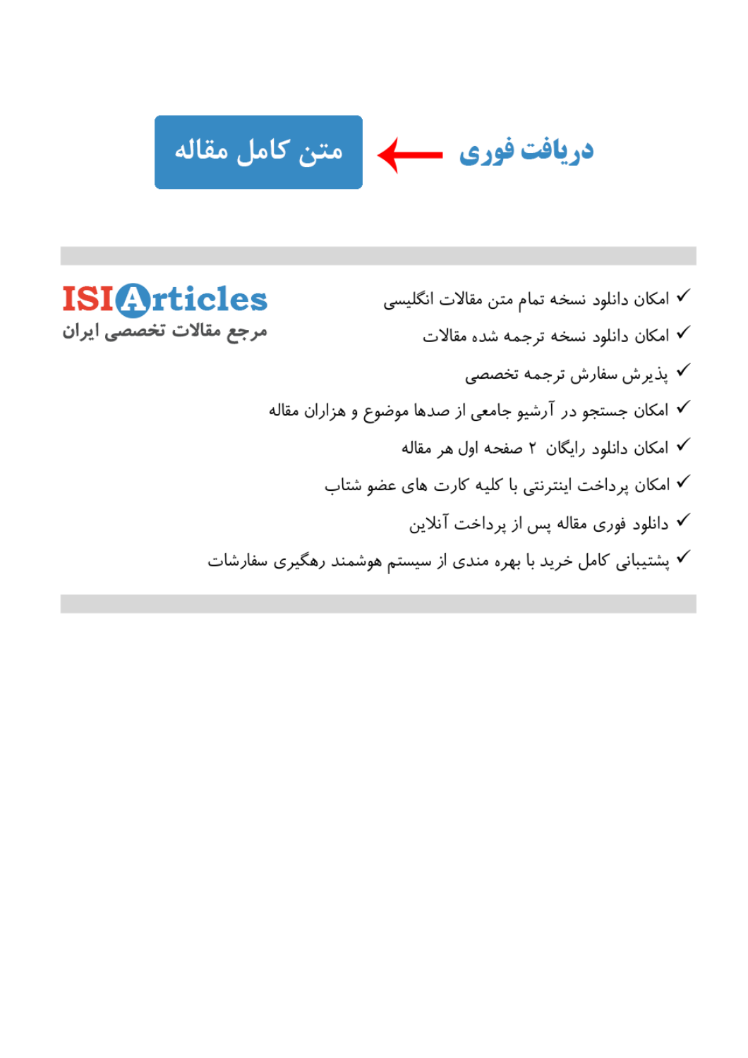دریافت فوری ← **متن کامل مقاله**

**ISIArticles**
مرجع مقالات تخصصی ایران

- ✓ امکان دانلود نسخه تمام متن مقالات انگلیسی
- ✓ امکان دانلود نسخه ترجمه شده مقالات
- ✓ پذیرش سفارش ترجمه تخصصی
- ✓ امکان جستجو در آرشیو جامعی از صدها موضوع و هزاران مقاله
- ✓ امکان دانلود رایگان ۲ صفحه اول هر مقاله
- ✓ امکان پرداخت اینترنتی با کلیه کارت های عضو شتاب
- ✓ دانلود فوری مقاله پس از پرداخت آنلاین
- ✓ پشتیبانی کامل خرید با بهره مندی از سیستم هوشمند رهگیری سفارشات